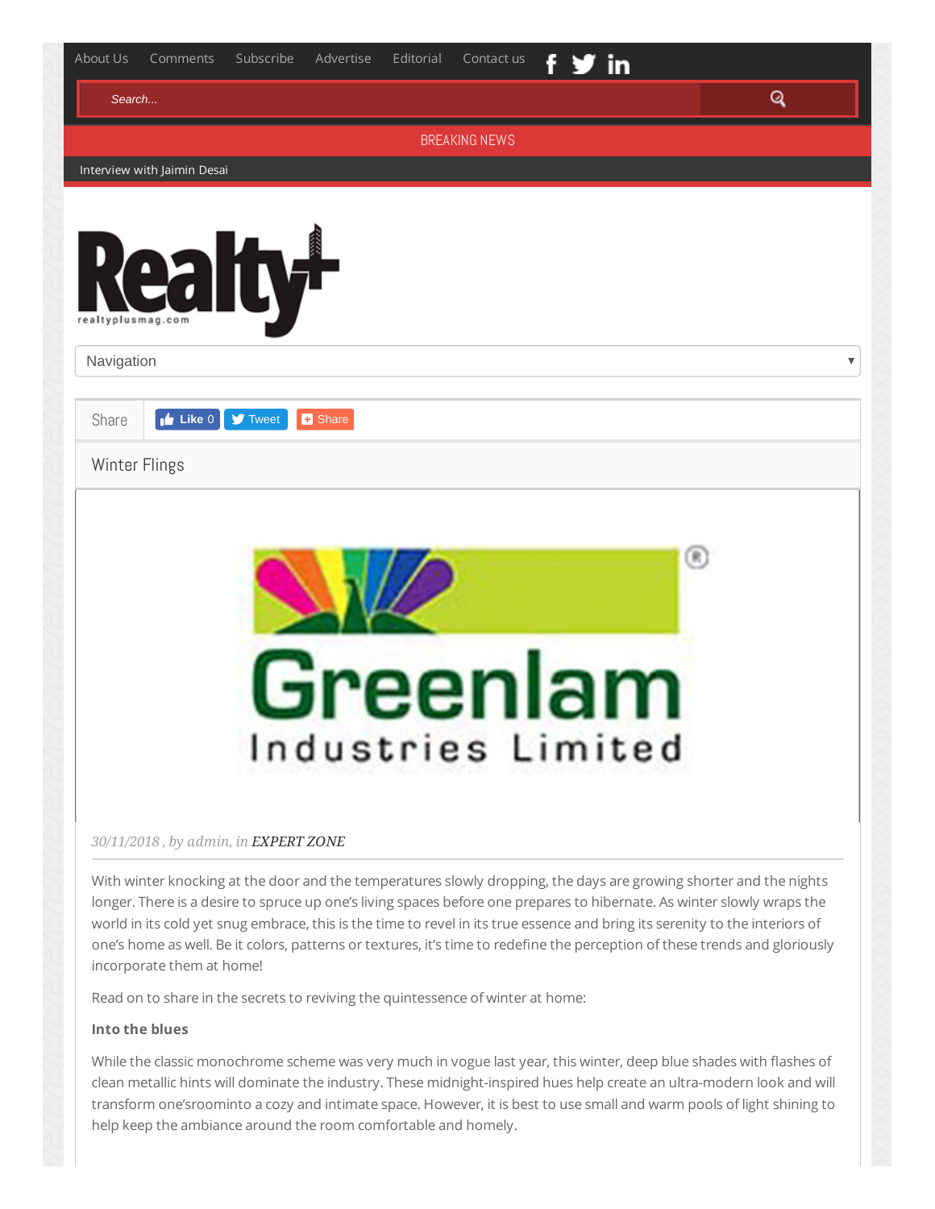About Us Comments Subscribe Advertise Editorial Contact us

BREAKING NEWS

Interview with Jaimin Desai

Navigation

Share

# Winter Flings

*30/11/2018 , by admin, in* EXPERT ZONE

With winter knocking at the door and the temperatures slowly dropping, the days are growing shorter and the nights longer. There is a desire to spruce up one's living spaces before one prepares to hibernate. As winter slowly wraps the world in its cold yet snug embrace, this is the time to revel in its true essence and bring its serenity to the interiors of one's home as well. Be it colors, patterns or textures, it's time to redefine the perception of these trends and gloriously incorporate them at home!

Read on to share in the secrets to reviving the quintessence of winter at home:

**Into the blues**

While the classic monochrome scheme was very much in vogue last year, this winter, deep blue shades with flashes of clean metallic hints will dominate the industry. These midnight-inspired hues help create an ultra-modern look and will transform one'sroominto a cozy and intimate space. However, it is best to use small and warm pools of light shining to help keep the ambiance around the room comfortable and homely.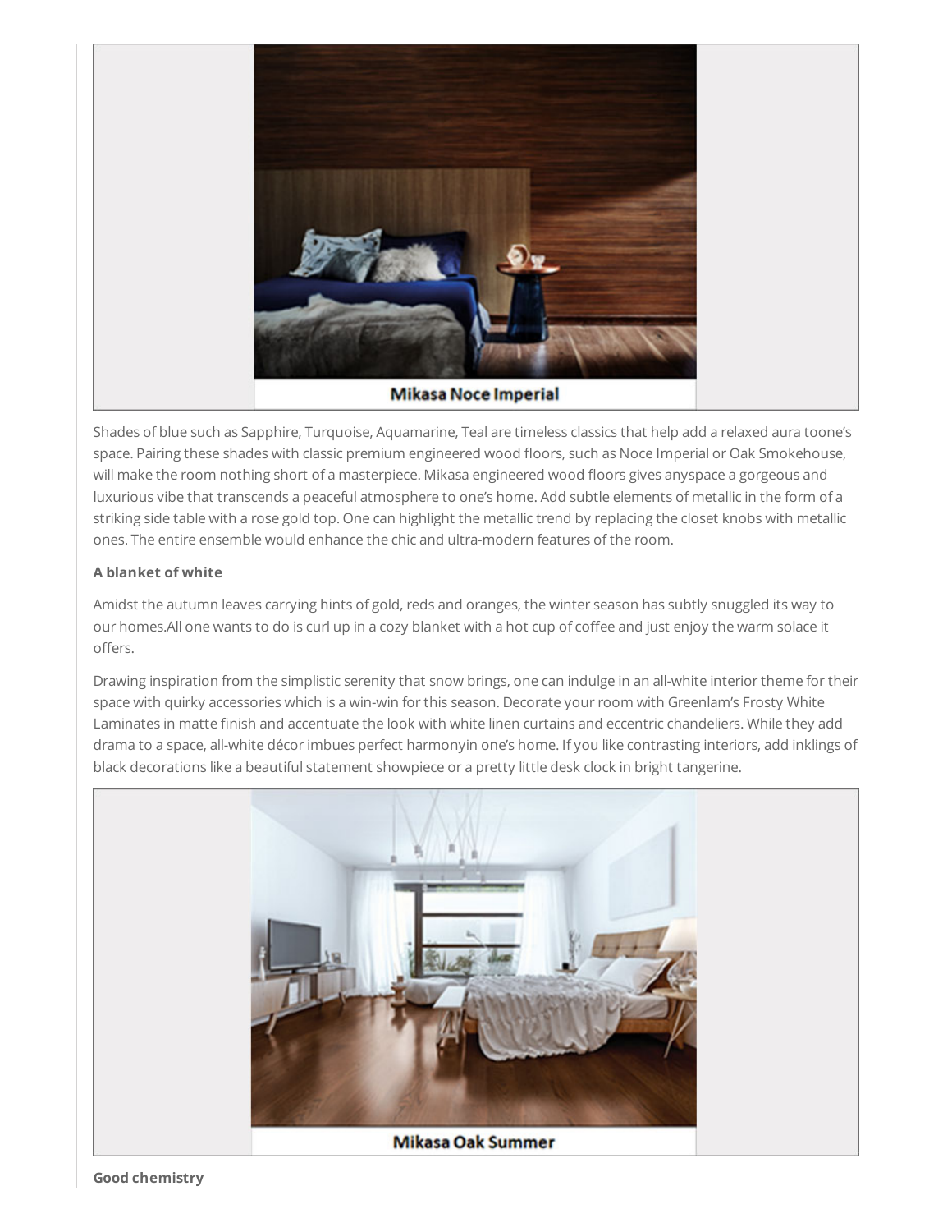Mikasa Noce Imperial

Shades of blue such as Sapphire, Turquoise, Aquamarine, Teal are timeless classics that help add a relaxed aura toone's space. Pairing these shades with classic premium engineered wood floors, such as Noce Imperial or Oak Smokehouse, will make the room nothing short of a masterpiece. Mikasa engineered wood floors gives anyspace a gorgeous and luxurious vibe that transcends a peaceful atmosphere to one's home. Add subtle elements of metallic in the form of a striking side table with a rose gold top. One can highlight the metallic trend by replacing the closet knobs with metallic ones. The entire ensemble would enhance the chic and ultra-modern features of the room.

**A blanket of white**

Amidst the autumn leaves carrying hints of gold, reds and oranges, the winter season has subtly snuggled its way to our homes.All one wants to do is curl up in a cozy blanket with a hot cup of coffee and just enjoy the warm solace it offers.

Drawing inspiration from the simplistic serenity that snow brings, one can indulge in an all-white interior theme for their space with quirky accessories which is a win-win for this season. Decorate your room with Greenlam's Frosty White Laminates in matte finish and accentuate the look with white linen curtains and eccentric chandeliers. While they add drama to a space, all-white décor imbues perfect harmonyin one's home. If you like contrasting interiors, add inklings of black decorations like a beautiful statement showpiece or a pretty little desk clock in bright tangerine.

Mikasa Oak Summer

**Good chemistry**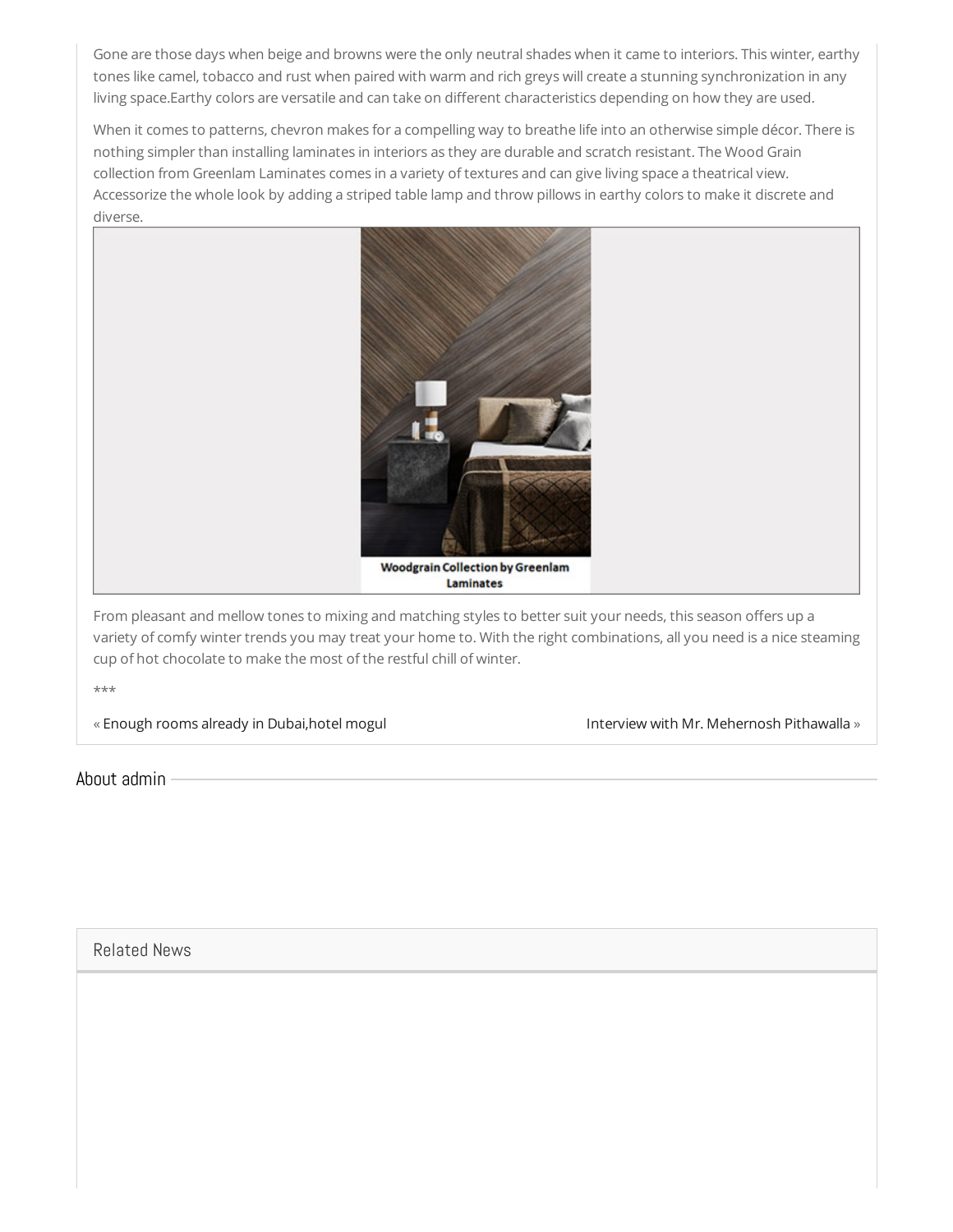Gone are those days when beige and browns were the only neutral shades when it came to interiors. This winter, earthy tones like camel, tobacco and rust when paired with warm and rich greys will create a stunning synchronization in any living space.Earthy colors are versatile and can take on different characteristics depending on how they are used.

When it comes to patterns, chevron makes for a compelling way to breathe life into an otherwise simple décor. There is nothing simpler than installing laminates in interiors as they are durable and scratch resistant. The Wood Grain collection from Greenlam Laminates comes in a variety of textures and can give living space a theatrical view. Accessorize the whole look by adding a striped table lamp and throw pillows in earthy colors to make it discrete and diverse.

**Woodgrain Collection by Greenlam Laminates**

From pleasant and mellow tones to mixing and matching styles to better suit your needs, this season offers up a variety of comfy winter trends you may treat your home to. With the right combinations, all you need is a nice steaming cup of hot chocolate to make the most of the restful chill of winter.

***

« Enough rooms already in Dubai,hotel mogul

Interview with Mr. Mehernosh Pithawalla »

## About admin

## Related News